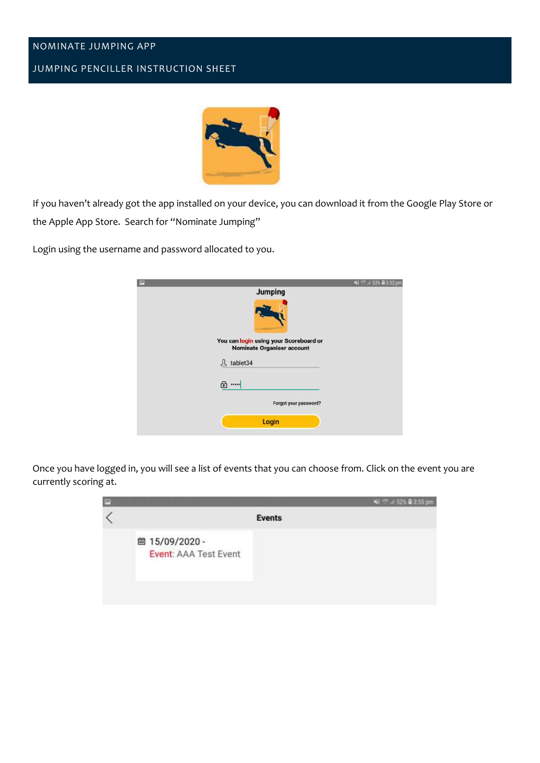# NOMINATE JUMPING APP

## JUMPING PENCILLER INSTRUCTION SHEET

If you haven't already got the app installed on your device, you can download it from the Google Play Store or the Apple App Store. Search for "Nominate Jumping"

Login using the username and password allocated to you.

Once you have logged in, you will see a list of events that you can choose from. Click on the event you are currently scoring at.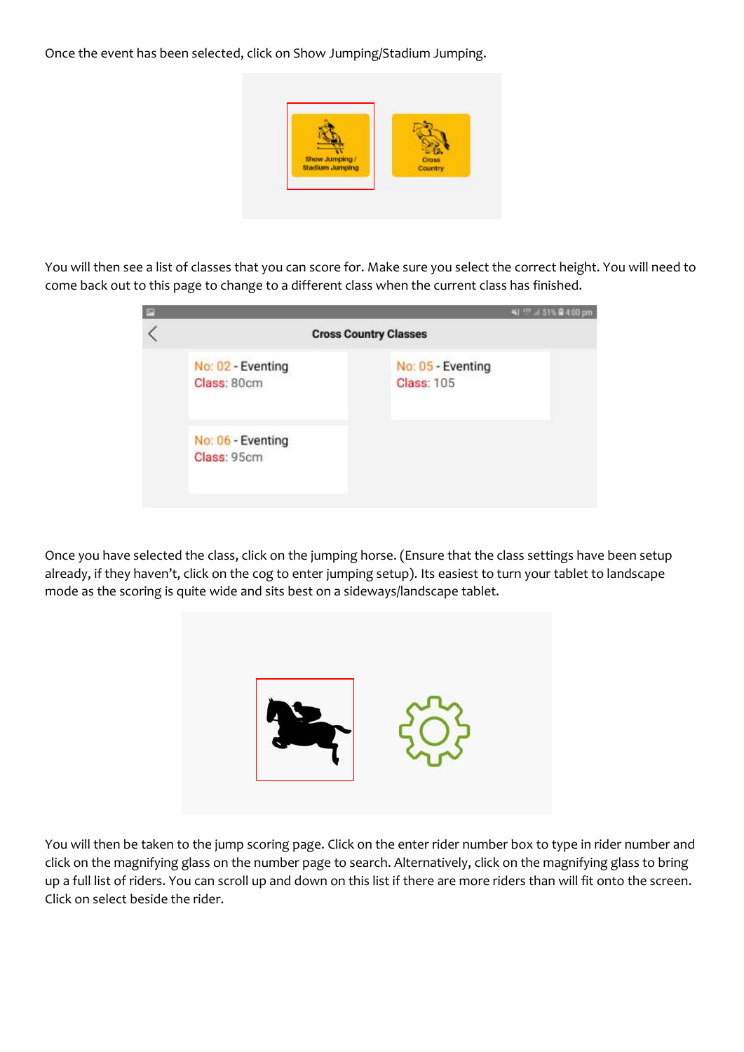Once the event has been selected, click on Show Jumping/Stadium Jumping.

You will then see a list of classes that you can score for. Make sure you select the correct height. You will need to come back out to this page to change to a different class when the current class has finished.

Once you have selected the class, click on the jumping horse. (Ensure that the class settings have been setup already, if they haven't, click on the cog to enter jumping setup). Its easiest to turn your tablet to landscape mode as the scoring is quite wide and sits best on a sideways/landscape tablet.

You will then be taken to the jump scoring page. Click on the enter rider number box to type in rider number and click on the magnifying glass on the number page to search. Alternatively, click on the magnifying glass to bring up a full list of riders. You can scroll up and down on this list if there are more riders than will fit onto the screen. Click on select beside the rider.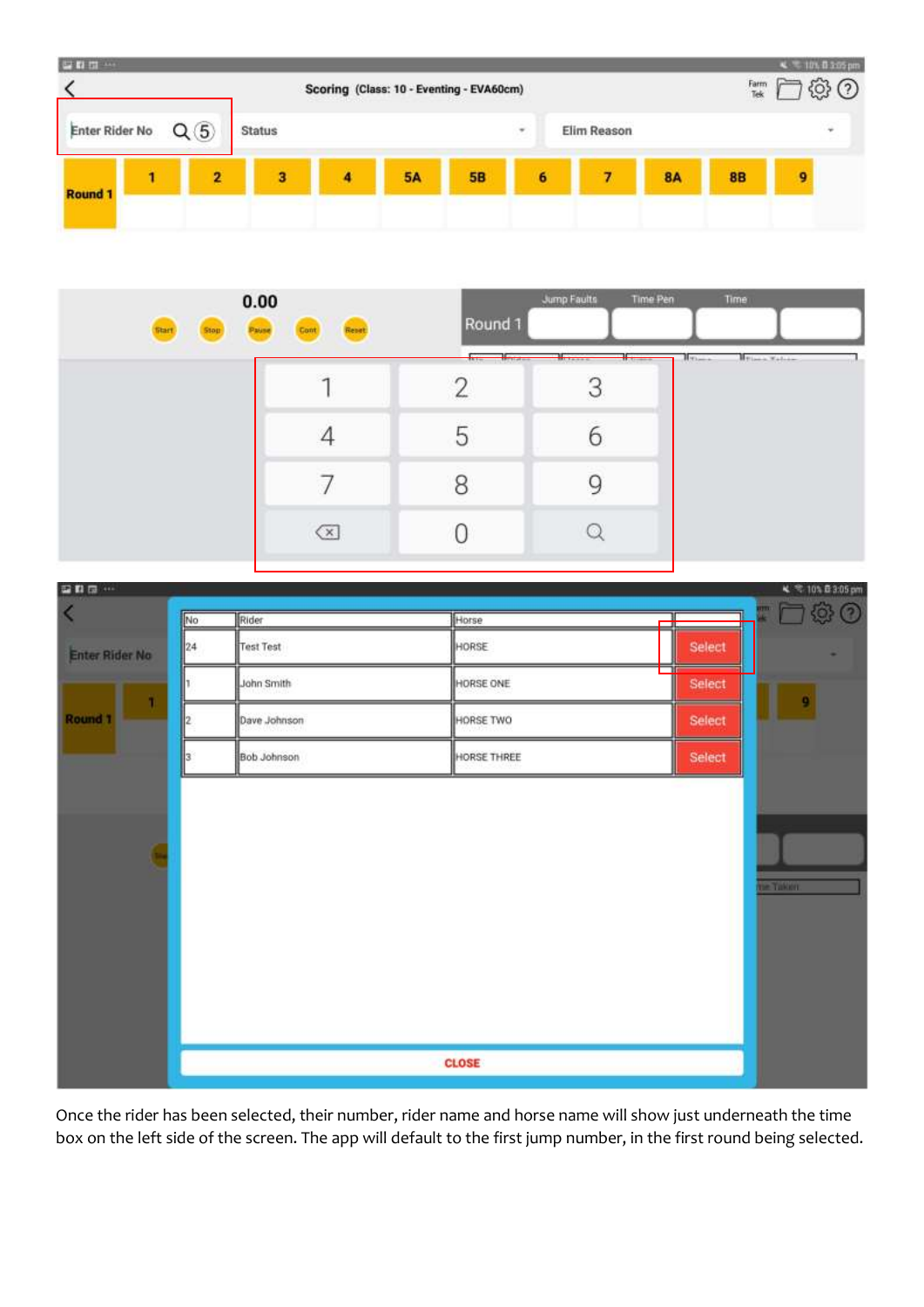Once the rider has been selected, their number, rider name and horse name will show just underneath the time box on the left side of the screen. The app will default to the first jump number, in the first round being selected.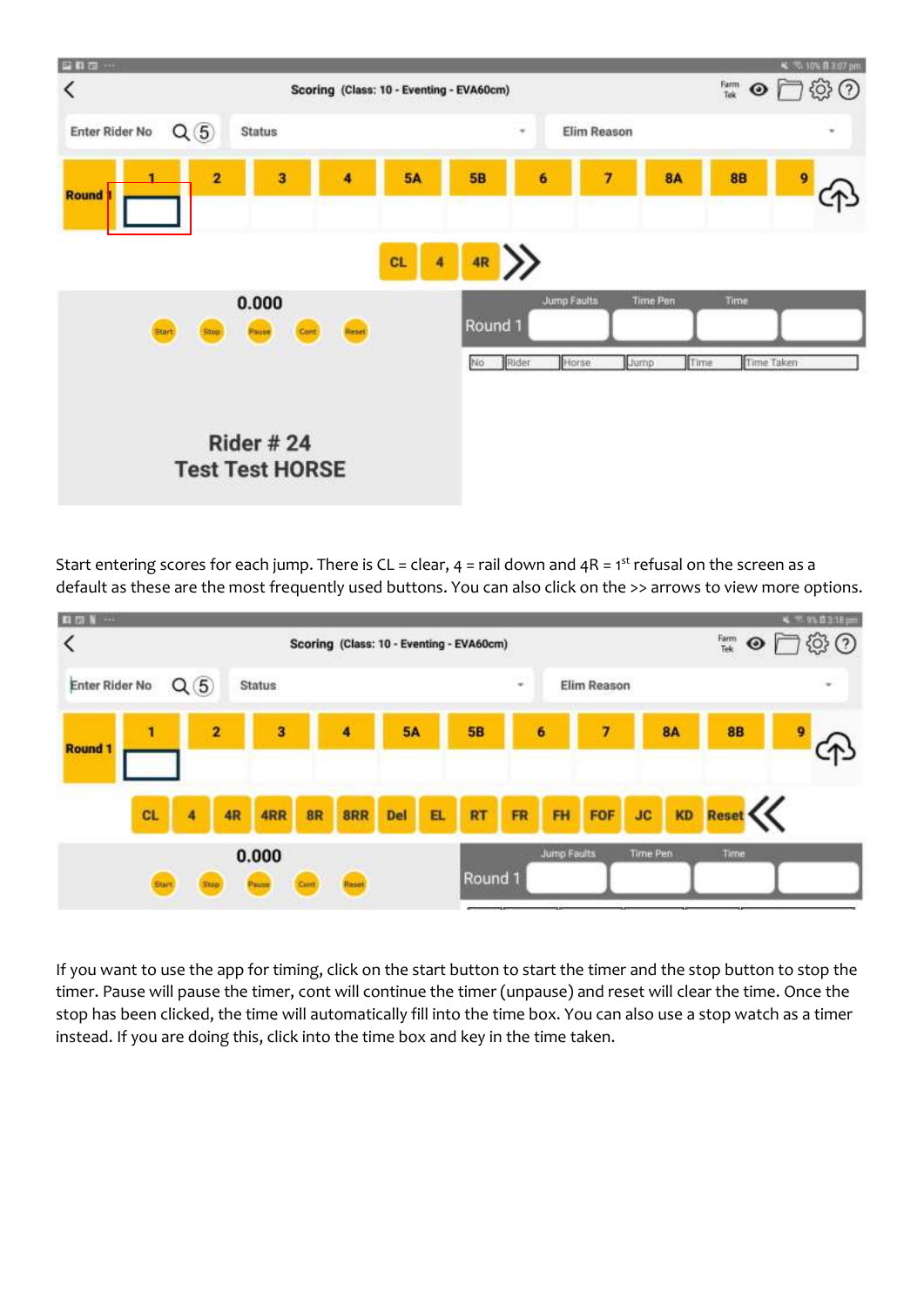Start entering scores for each jump. There is CL = clear, 4 = rail down and 4R = 1st refusal on the screen as a default as these are the most frequently used buttons. You can also click on the >> arrows to view more options.

If you want to use the app for timing, click on the start button to start the timer and the stop button to stop the timer. Pause will pause the timer, cont will continue the timer (unpause) and reset will clear the time. Once the stop has been clicked, the time will automatically fill into the time box. You can also use a stop watch as a timer instead. If you are doing this, click into the time box and key in the time taken.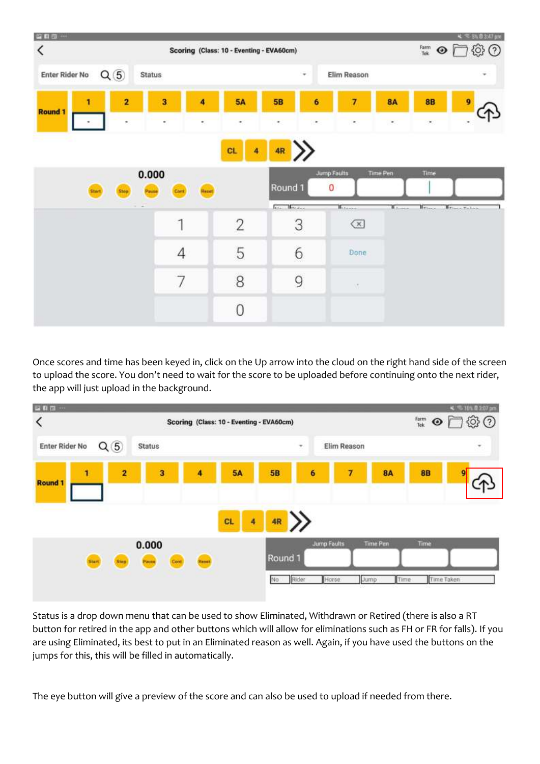Once scores and time has been keyed in, click on the Up arrow into the cloud on the right hand side of the screen to upload the score. You don't need to wait for the score to be uploaded before continuing onto the next rider, the app will just upload in the background.

Status is a drop down menu that can be used to show Eliminated, Withdrawn or Retired (there is also a RT button for retired in the app and other buttons which will allow for eliminations such as FH or FR for falls). If you are using Eliminated, its best to put in an Eliminated reason as well. Again, if you have used the buttons on the jumps for this, this will be filled in automatically.

The eye button will give a preview of the score and can also be used to upload if needed from there.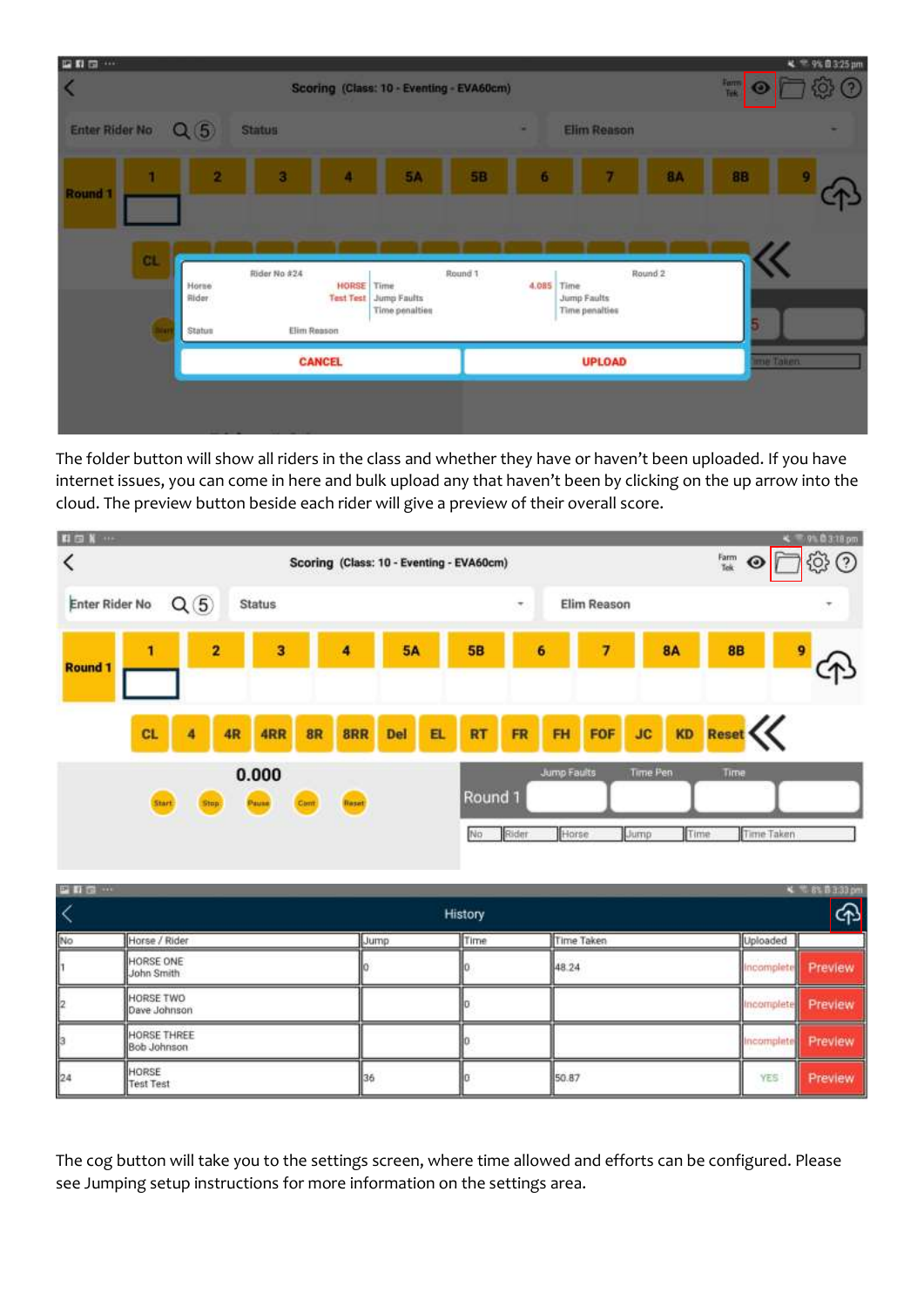The folder button will show all riders in the class and whether they have or haven't been uploaded. If you have internet issues, you can come in here and bulk upload any that haven't been by clicking on the up arrow into the cloud. The preview button beside each rider will give a preview of their overall score.

The cog button will take you to the settings screen, where time allowed and efforts can be configured. Please see Jumping setup instructions for more information on the settings area.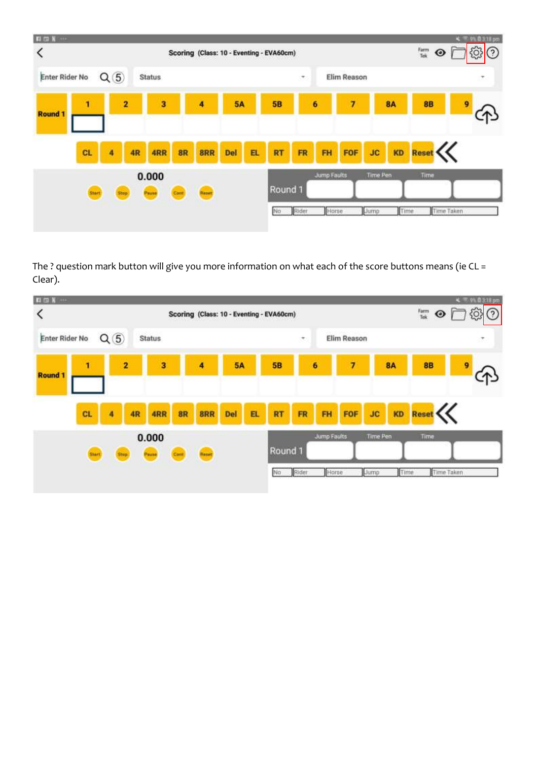The ? question mark button will give you more information on what each of the score buttons means (ie CL = Clear).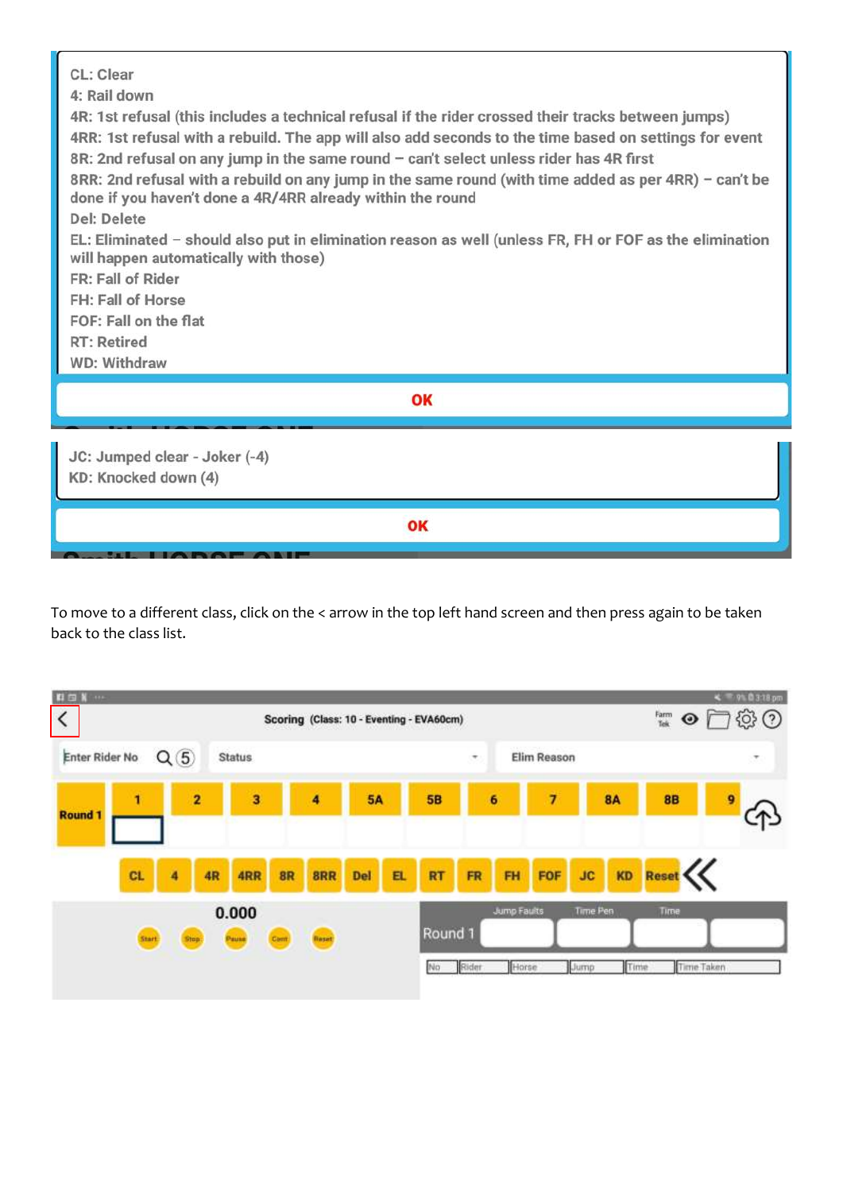CL: Clear
4: Rail down
4R: 1st refusal (this includes a technical refusal if the rider crossed their tracks between jumps)
4RR: 1st refusal with a rebuild. The app will also add seconds to the time based on settings for event
8R: 2nd refusal on any jump in the same round – can't select unless rider has 4R first
8RR: 2nd refusal with a rebuild on any jump in the same round (with time added as per 4RR) – can't be done if you haven't done a 4R/4RR already within the round
Del: Delete
EL: Eliminated – should also put in elimination reason as well (unless FR, FH or FOF as the elimination will happen automatically with those)
FR: Fall of Rider
FH: Fall of Horse
FOF: Fall on the flat
RT: Retired
WD: Withdraw

OK

JC: Jumped clear - Joker (-4)
KD: Knocked down (4)

OK

To move to a different class, click on the < arrow in the top left hand screen and then press again to be taken back to the class list.

Scoring (Class: 10 - Eventing - EVA60cm)

Enter Rider No | Status | Elim Reason

Round 1 | 1 | 2 | 3 | 4 | 5A | 5B | 6 | 7 | 8A | 8B | 9

CL | 4 | 4R | 4RR | 8R | 8RR | Del | EL | RT | FR | FH | FOF | JC | KD | Reset

0.000

Start | Stop | Pause | Cont | Reset

Round 1 | Jump Faults | Time Pen | Time

No | Rider | Horse | Jump | Time | Time Taken